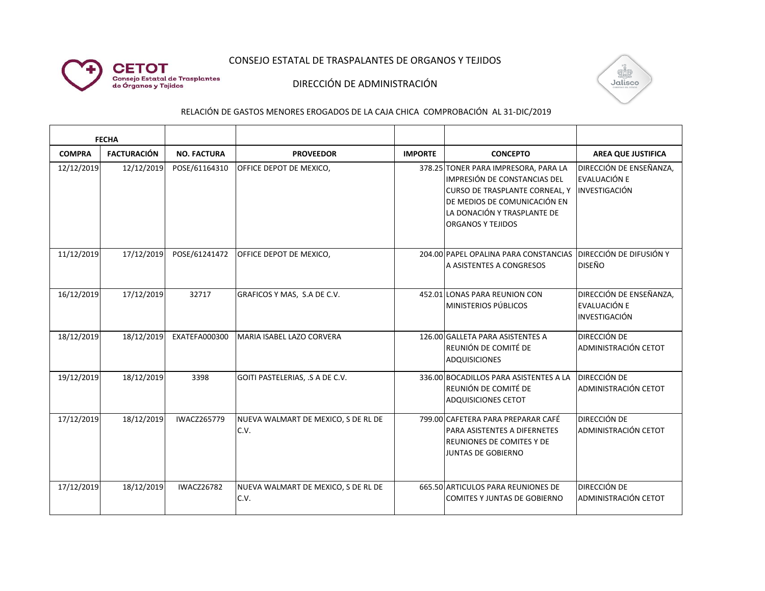CONSEJO ESTATAL DE TRASPALANTES DE ORGANOS Y TEJIDOS

DIRECCIÓN DE ADMINISTRACIÓN

RELACIÓN DE GASTOS MENORES EROGADOS DE LA CAJA CHICA COMPROBACIÓN AL 31-DIC/2019

| FECHA | | | | | | |
|---|---|---|---|---|---|---|
| **COMPRA** | **FACTURACIÓN** | **NO. FACTURA** | **PROVEEDOR** | **IMPORTE** | **CONCEPTO** | **AREA QUE JUSTIFICA** |
| 12/12/2019 | 12/12/2019 | POSE/61164310 | OFFICE DEPOT DE MEXICO, | 378.25 | TONER PARA IMPRESORA, PARA LA IMPRESIÓN DE CONSTANCIAS DEL CURSO DE TRASPLANTE CORNEAL, Y DE MEDIOS DE COMUNICACIÓN EN LA DONACIÓN Y TRASPLANTE DE ORGANOS Y TEJIDOS | DIRECCIÓN DE ENSEÑANZA, EVALUACIÓN E INVESTIGACIÓN |
| 11/12/2019 | 17/12/2019 | POSE/61241472 | OFFICE DEPOT DE MEXICO, | 204.00 | PAPEL OPALINA PARA CONSTANCIAS A ASISTENTES A CONGRESOS | DIRECCIÓN DE DIFUSIÓN Y DISEÑO |
| 16/12/2019 | 17/12/2019 | 32717 | GRAFICOS Y MAS, S.A DE C.V. | 452.01 | LONAS PARA REUNION CON MINISTERIOS PÚBLICOS | DIRECCIÓN DE ENSEÑANZA, EVALUACIÓN E INVESTIGACIÓN |
| 18/12/2019 | 18/12/2019 | EXATEFA000300 | MARIA ISABEL LAZO CORVERA | 126.00 | GALLETA PARA ASISTENTES A REUNIÓN DE COMITÉ DE ADQUISICIONES | DIRECCIÓN DE ADMINISTRACIÓN CETOT |
| 19/12/2019 | 18/12/2019 | 3398 | GOITI PASTELERIAS, .S A DE C.V. | 336.00 | BOCADILLOS PARA ASISTENTES A LA REUNIÓN DE COMITÉ DE ADQUISICIONES CETOT | DIRECCIÓN DE ADMINISTRACIÓN CETOT |
| 17/12/2019 | 18/12/2019 | IWACZ265779 | NUEVA WALMART DE MEXICO, S DE RL DE C.V. | 799.00 | CAFETERA PARA PREPARAR CAFÉ PARA ASISTENTES A DIFERNETES REUNIONES DE COMITES Y DE JUNTAS DE GOBIERNO | DIRECCIÓN DE ADMINISTRACIÓN CETOT |
| 17/12/2019 | 18/12/2019 | IWACZ26782 | NUEVA WALMART DE MEXICO, S DE RL DE C.V. | 665.50 | ARTICULOS PARA REUNIONES DE COMITES Y JUNTAS DE GOBIERNO | DIRECCIÓN DE ADMINISTRACIÓN CETOT |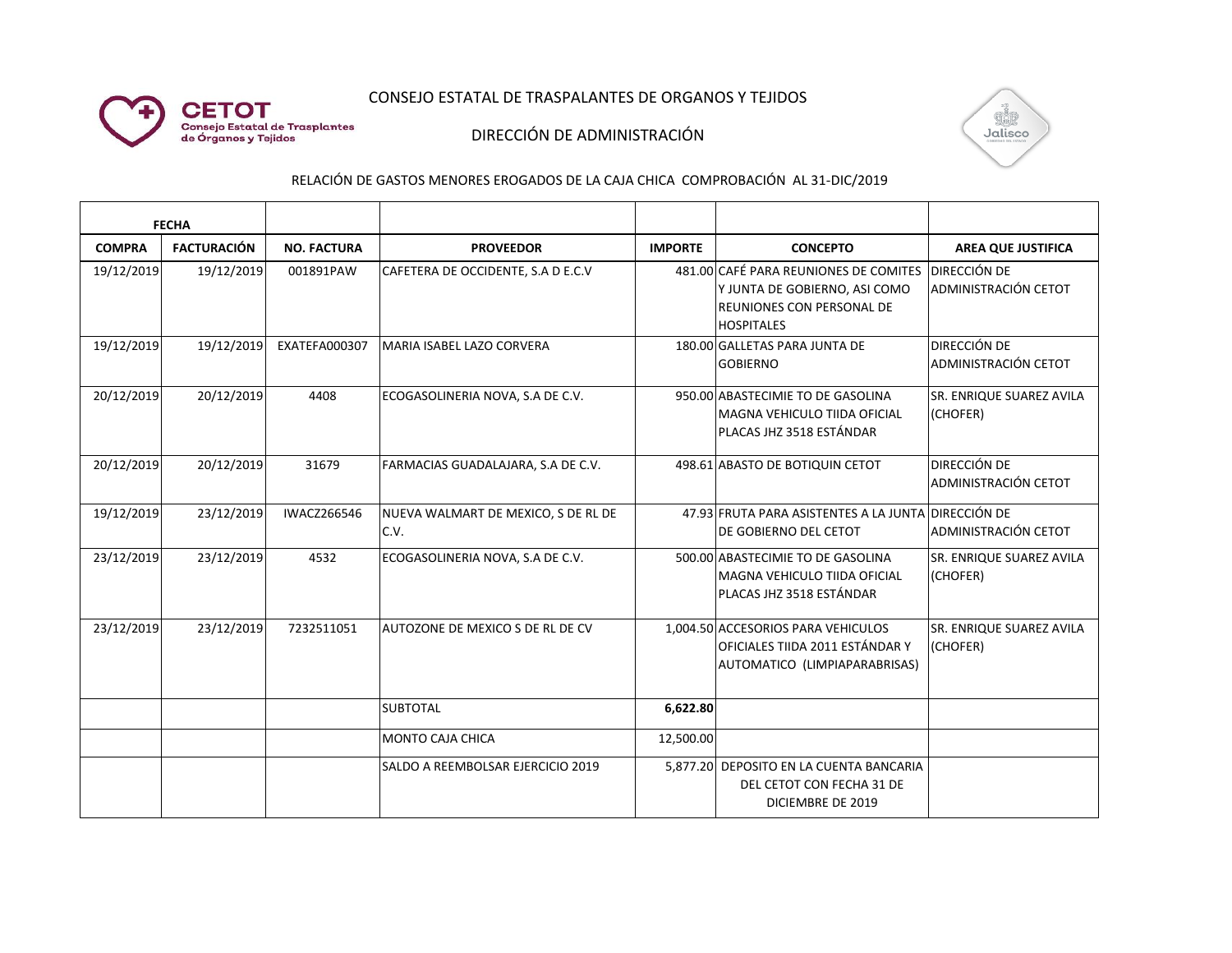CONSEJO ESTATAL DE TRASPALANTES DE ORGANOS Y TEJIDOS

DIRECCIÓN DE ADMINISTRACIÓN

RELACIÓN DE GASTOS MENORES EROGADOS DE LA CAJA CHICA COMPROBACIÓN AL 31-DIC/2019

| FECHA | | | | | | |
|---|---|---|---|---|---|---|
| **COMPRA** | **FACTURACIÓN** | **NO. FACTURA** | **PROVEEDOR** | **IMPORTE** | **CONCEPTO** | **AREA QUE JUSTIFICA** |
| 19/12/2019 | 19/12/2019 | 001891PAW | CAFETERA DE OCCIDENTE, S.A D E.C.V | 481.00 | CAFÉ PARA REUNIONES DE COMITES Y JUNTA DE GOBIERNO, ASI COMO REUNIONES CON PERSONAL DE HOSPITALES | DIRECCIÓN DE ADMINISTRACIÓN CETOT |
| 19/12/2019 | 19/12/2019 | EXATEFA000307 | MARIA ISABEL LAZO CORVERA | 180.00 | GALLETAS PARA JUNTA DE GOBIERNO | DIRECCIÓN DE ADMINISTRACIÓN CETOT |
| 20/12/2019 | 20/12/2019 | 4408 | ECOGASOLINERIA NOVA, S.A DE C.V. | 950.00 | ABASTECIMIE TO DE GASOLINA MAGNA VEHICULO TIIDA OFICIAL PLACAS JHZ 3518 ESTÁNDAR | SR. ENRIQUE SUAREZ AVILA (CHOFER) |
| 20/12/2019 | 20/12/2019 | 31679 | FARMACIAS GUADALAJARA, S.A DE C.V. | 498.61 | ABASTO DE BOTIQUIN CETOT | DIRECCIÓN DE ADMINISTRACIÓN CETOT |
| 19/12/2019 | 23/12/2019 | IWACZ266546 | NUEVA WALMART DE MEXICO, S DE RL DE C.V. | 47.93 | FRUTA PARA ASISTENTES A LA JUNTA DE GOBIERNO DEL CETOT | DIRECCIÓN DE ADMINISTRACIÓN CETOT |
| 23/12/2019 | 23/12/2019 | 4532 | ECOGASOLINERIA NOVA, S.A DE C.V. | 500.00 | ABASTECIMIE TO DE GASOLINA MAGNA VEHICULO TIIDA OFICIAL PLACAS JHZ 3518 ESTÁNDAR | SR. ENRIQUE SUAREZ AVILA (CHOFER) |
| 23/12/2019 | 23/12/2019 | 7232511051 | AUTOZONE DE MEXICO S DE RL DE CV | 1,004.50 | ACCESORIOS PARA VEHICULOS OFICIALES TIIDA 2011 ESTÁNDAR Y AUTOMATICO (LIMPIAPARABRISAS) | SR. ENRIQUE SUAREZ AVILA (CHOFER) |
| | | | SUBTOTAL | **6,622.80** | | |
| | | | MONTO CAJA CHICA | 12,500.00 | | |
| | | | SALDO A REEMBOLSAR EJERCICIO 2019 | 5,877.20 | DEPOSITO EN LA CUENTA BANCARIA DEL CETOT CON FECHA 31 DE DICIEMBRE DE 2019 | |